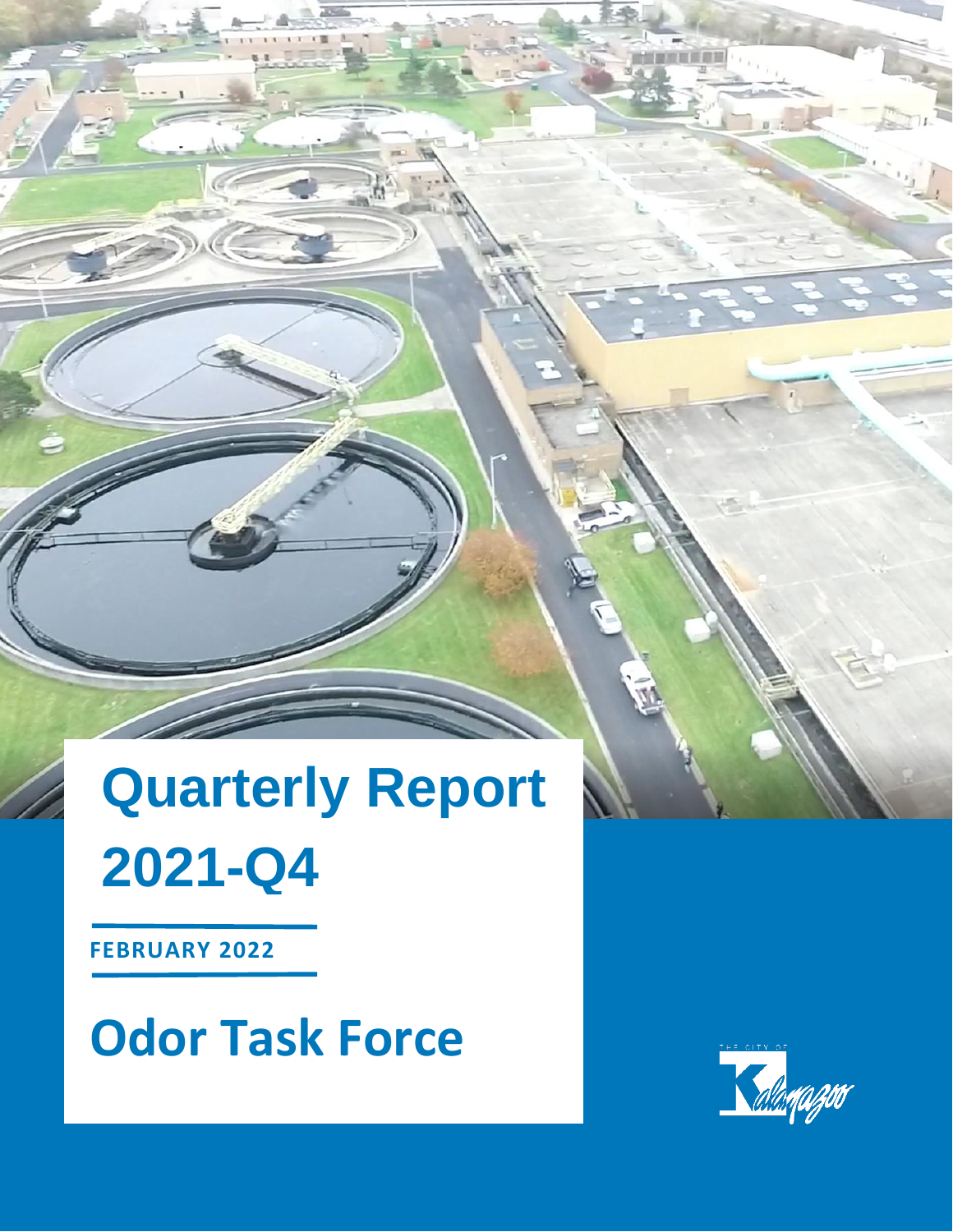# Quarterly Report 2021-Q4

**FEBRUARY 2022**

## Odor Task Force

THE CITY OF Kalamazoo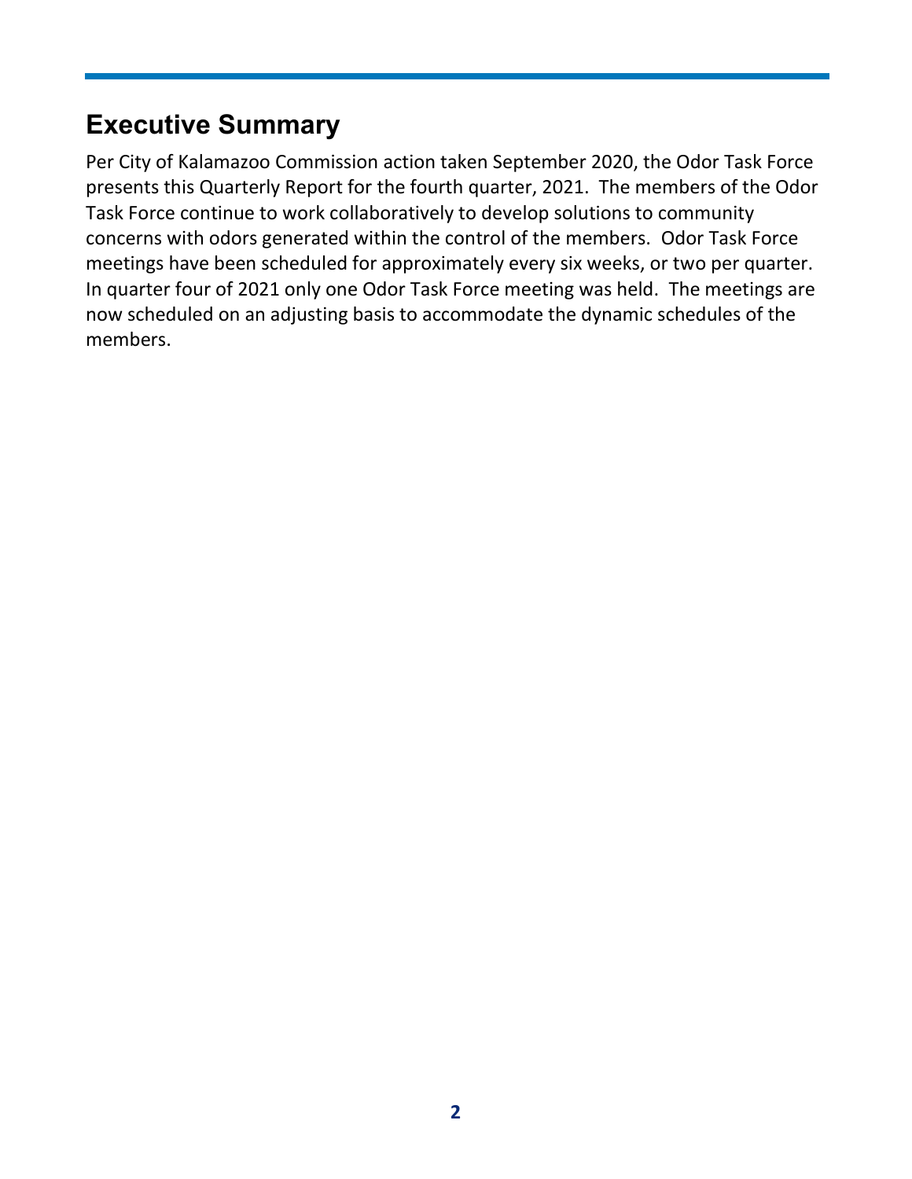## Executive Summary

Per City of Kalamazoo Commission action taken September 2020, the Odor Task Force presents this Quarterly Report for the fourth quarter, 2021. The members of the Odor Task Force continue to work collaboratively to develop solutions to community concerns with odors generated within the control of the members. Odor Task Force meetings have been scheduled for approximately every six weeks, or two per quarter. In quarter four of 2021 only one Odor Task Force meeting was held. The meetings are now scheduled on an adjusting basis to accommodate the dynamic schedules of the members.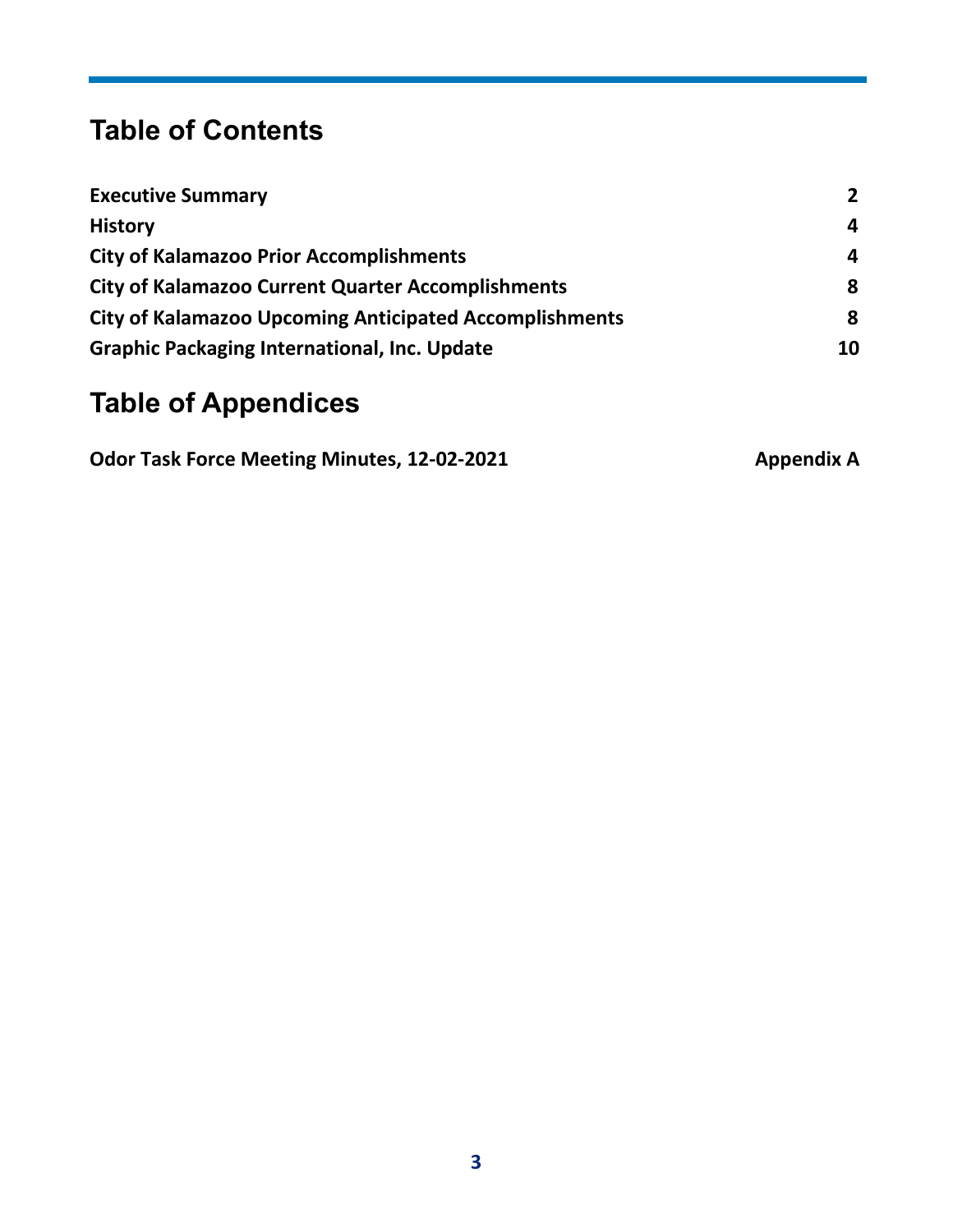## Table of Contents

| | |
|---|---|
| **Executive Summary** | **2** |
| **History** | **4** |
| **City of Kalamazoo Prior Accomplishments** | **4** |
| **City of Kalamazoo Current Quarter Accomplishments** | **8** |
| **City of Kalamazoo Upcoming Anticipated Accomplishments** | **8** |
| **Graphic Packaging International, Inc. Update** | **10** |

## Table of Appendices

| | |
|---|---|
| **Odor Task Force Meeting Minutes, 12-02-2021** | **Appendix A** |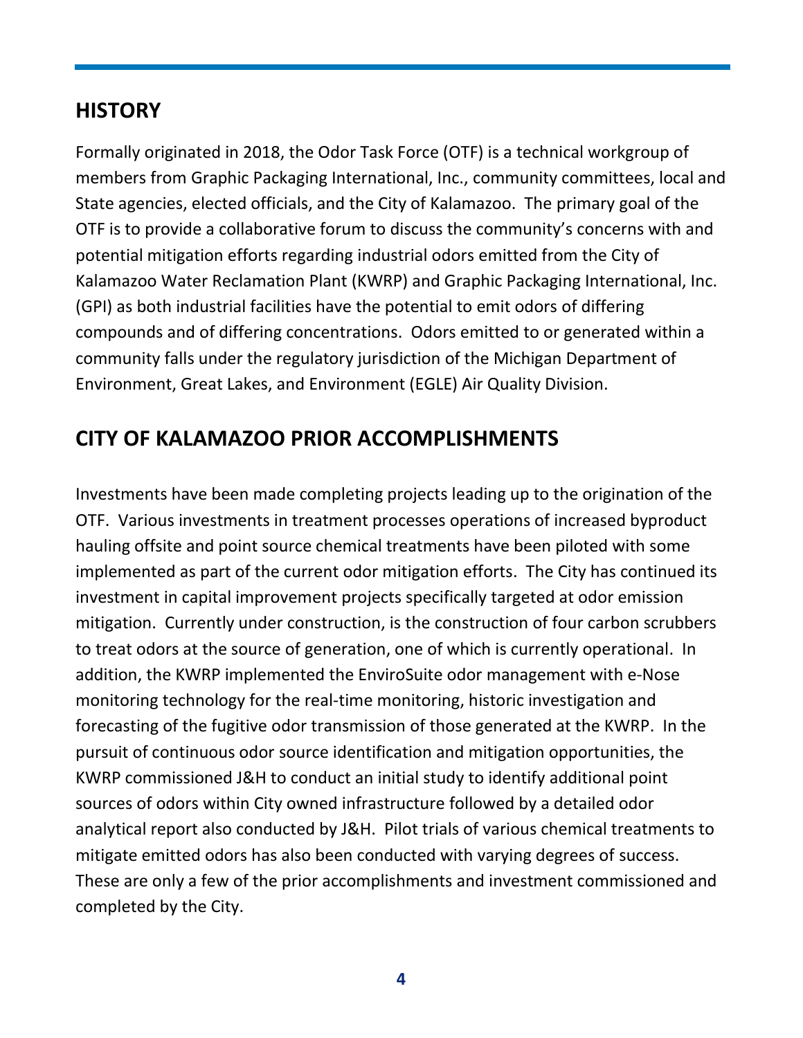## HISTORY

Formally originated in 2018, the Odor Task Force (OTF) is a technical workgroup of members from Graphic Packaging International, Inc., community committees, local and State agencies, elected officials, and the City of Kalamazoo. The primary goal of the OTF is to provide a collaborative forum to discuss the community's concerns with and potential mitigation efforts regarding industrial odors emitted from the City of Kalamazoo Water Reclamation Plant (KWRP) and Graphic Packaging International, Inc. (GPI) as both industrial facilities have the potential to emit odors of differing compounds and of differing concentrations. Odors emitted to or generated within a community falls under the regulatory jurisdiction of the Michigan Department of Environment, Great Lakes, and Environment (EGLE) Air Quality Division.

## CITY OF KALAMAZOO PRIOR ACCOMPLISHMENTS

Investments have been made completing projects leading up to the origination of the OTF. Various investments in treatment processes operations of increased byproduct hauling offsite and point source chemical treatments have been piloted with some implemented as part of the current odor mitigation efforts. The City has continued its investment in capital improvement projects specifically targeted at odor emission mitigation. Currently under construction, is the construction of four carbon scrubbers to treat odors at the source of generation, one of which is currently operational. In addition, the KWRP implemented the EnviroSuite odor management with e-Nose monitoring technology for the real-time monitoring, historic investigation and forecasting of the fugitive odor transmission of those generated at the KWRP. In the pursuit of continuous odor source identification and mitigation opportunities, the KWRP commissioned J&H to conduct an initial study to identify additional point sources of odors within City owned infrastructure followed by a detailed odor analytical report also conducted by J&H. Pilot trials of various chemical treatments to mitigate emitted odors has also been conducted with varying degrees of success. These are only a few of the prior accomplishments and investment commissioned and completed by the City.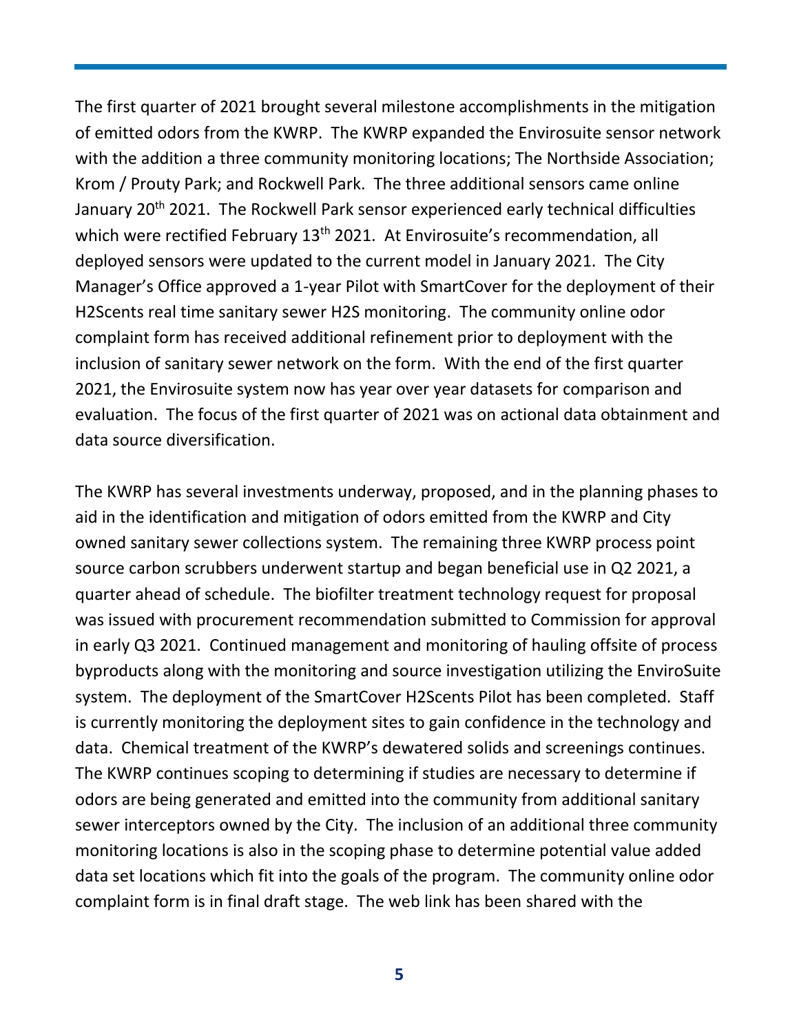The first quarter of 2021 brought several milestone accomplishments in the mitigation of emitted odors from the KWRP. The KWRP expanded the Envirosuite sensor network with the addition a three community monitoring locations; The Northside Association; Krom / Prouty Park; and Rockwell Park. The three additional sensors came online January 20th 2021. The Rockwell Park sensor experienced early technical difficulties which were rectified February 13th 2021. At Envirosuite's recommendation, all deployed sensors were updated to the current model in January 2021. The City Manager's Office approved a 1-year Pilot with SmartCover for the deployment of their H2Scents real time sanitary sewer H2S monitoring. The community online odor complaint form has received additional refinement prior to deployment with the inclusion of sanitary sewer network on the form. With the end of the first quarter 2021, the Envirosuite system now has year over year datasets for comparison and evaluation. The focus of the first quarter of 2021 was on actional data obtainment and data source diversification.

The KWRP has several investments underway, proposed, and in the planning phases to aid in the identification and mitigation of odors emitted from the KWRP and City owned sanitary sewer collections system. The remaining three KWRP process point source carbon scrubbers underwent startup and began beneficial use in Q2 2021, a quarter ahead of schedule. The biofilter treatment technology request for proposal was issued with procurement recommendation submitted to Commission for approval in early Q3 2021. Continued management and monitoring of hauling offsite of process byproducts along with the monitoring and source investigation utilizing the EnviroSuite system. The deployment of the SmartCover H2Scents Pilot has been completed. Staff is currently monitoring the deployment sites to gain confidence in the technology and data. Chemical treatment of the KWRP's dewatered solids and screenings continues. The KWRP continues scoping to determining if studies are necessary to determine if odors are being generated and emitted into the community from additional sanitary sewer interceptors owned by the City. The inclusion of an additional three community monitoring locations is also in the scoping phase to determine potential value added data set locations which fit into the goals of the program. The community online odor complaint form is in final draft stage. The web link has been shared with the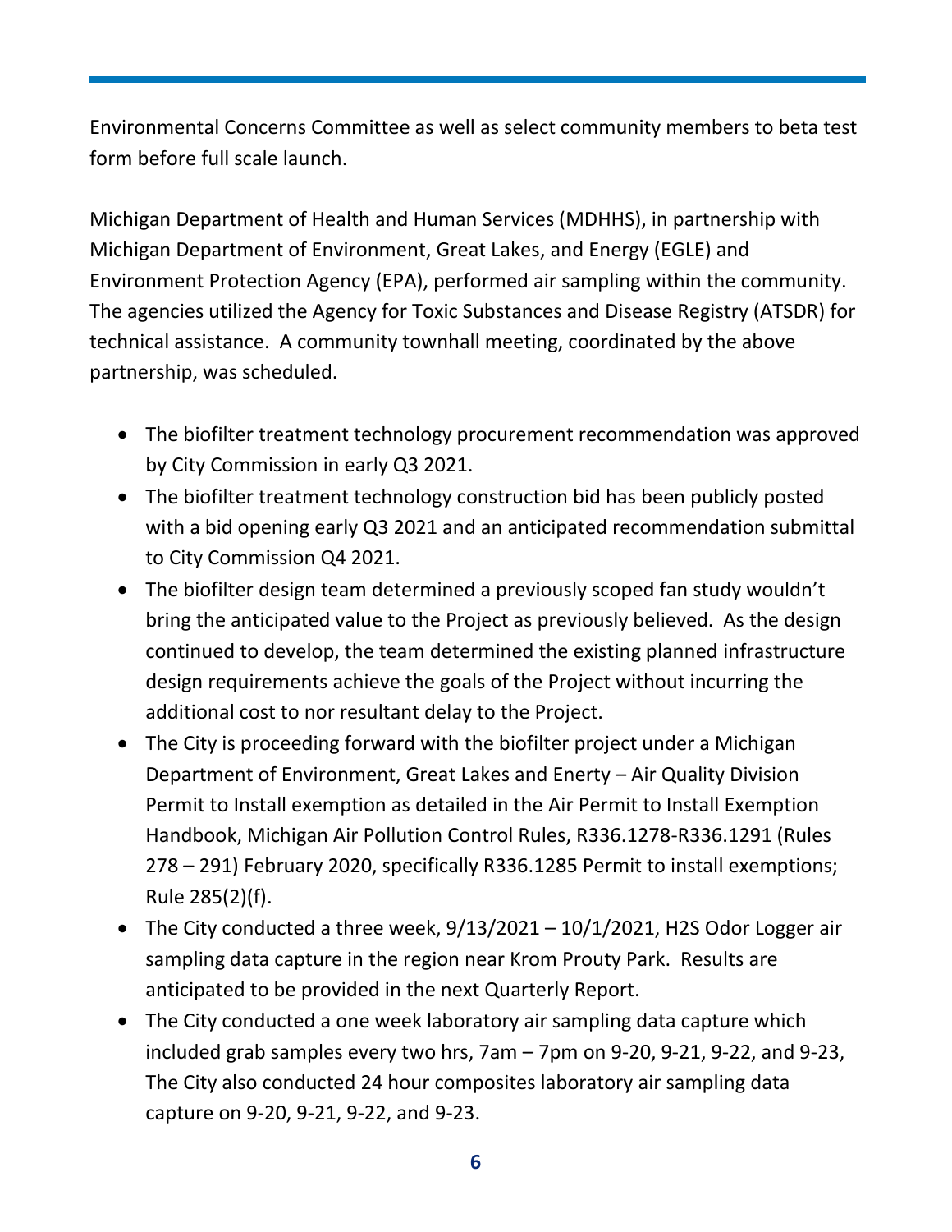Environmental Concerns Committee as well as select community members to beta test form before full scale launch.

Michigan Department of Health and Human Services (MDHHS), in partnership with Michigan Department of Environment, Great Lakes, and Energy (EGLE) and Environment Protection Agency (EPA), performed air sampling within the community. The agencies utilized the Agency for Toxic Substances and Disease Registry (ATSDR) for technical assistance. A community townhall meeting, coordinated by the above partnership, was scheduled.

- The biofilter treatment technology procurement recommendation was approved by City Commission in early Q3 2021.
- The biofilter treatment technology construction bid has been publicly posted with a bid opening early Q3 2021 and an anticipated recommendation submittal to City Commission Q4 2021.
- The biofilter design team determined a previously scoped fan study wouldn't bring the anticipated value to the Project as previously believed. As the design continued to develop, the team determined the existing planned infrastructure design requirements achieve the goals of the Project without incurring the additional cost to nor resultant delay to the Project.
- The City is proceeding forward with the biofilter project under a Michigan Department of Environment, Great Lakes and Enerty – Air Quality Division Permit to Install exemption as detailed in the Air Permit to Install Exemption Handbook, Michigan Air Pollution Control Rules, R336.1278-R336.1291 (Rules 278 – 291) February 2020, specifically R336.1285 Permit to install exemptions; Rule 285(2)(f).
- The City conducted a three week, 9/13/2021 – 10/1/2021, H2S Odor Logger air sampling data capture in the region near Krom Prouty Park. Results are anticipated to be provided in the next Quarterly Report.
- The City conducted a one week laboratory air sampling data capture which included grab samples every two hrs, 7am – 7pm on 9-20, 9-21, 9-22, and 9-23, The City also conducted 24 hour composites laboratory air sampling data capture on 9-20, 9-21, 9-22, and 9-23.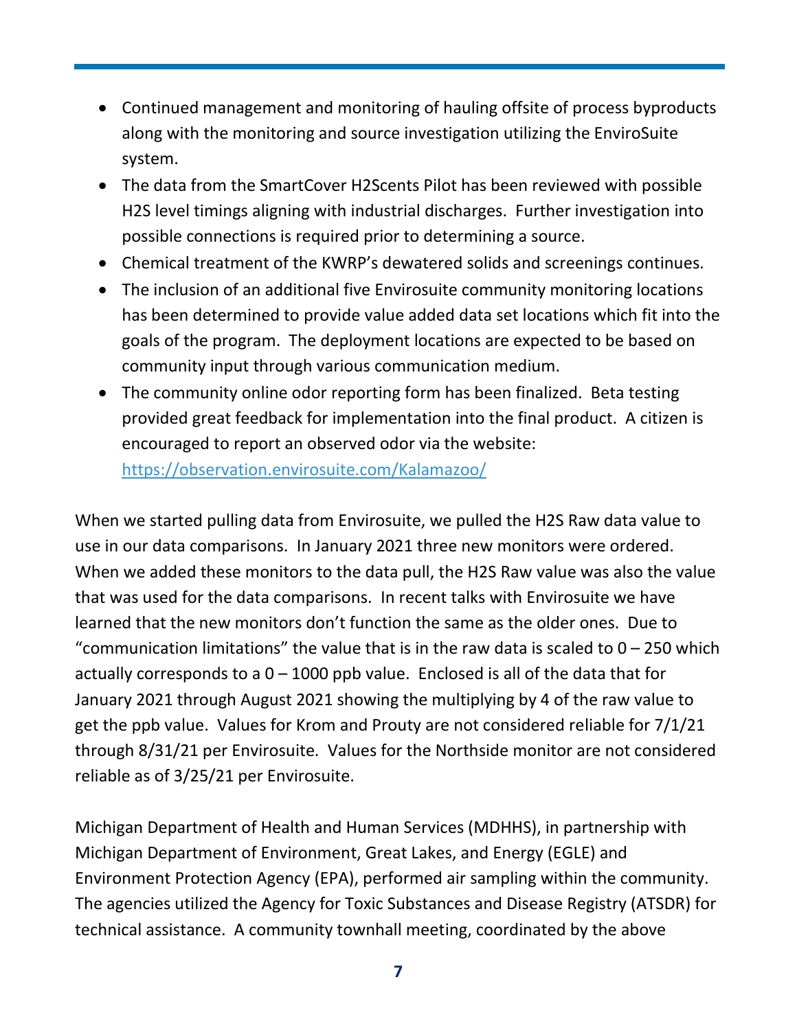- Continued management and monitoring of hauling offsite of process byproducts along with the monitoring and source investigation utilizing the EnviroSuite system.
- The data from the SmartCover H2Scents Pilot has been reviewed with possible H2S level timings aligning with industrial discharges. Further investigation into possible connections is required prior to determining a source.
- Chemical treatment of the KWRP's dewatered solids and screenings continues.
- The inclusion of an additional five Envirosuite community monitoring locations has been determined to provide value added data set locations which fit into the goals of the program. The deployment locations are expected to be based on community input through various communication medium.
- The community online odor reporting form has been finalized. Beta testing provided great feedback for implementation into the final product. A citizen is encouraged to report an observed odor via the website: https://observation.envirosuite.com/Kalamazoo/

When we started pulling data from Envirosuite, we pulled the H2S Raw data value to use in our data comparisons. In January 2021 three new monitors were ordered. When we added these monitors to the data pull, the H2S Raw value was also the value that was used for the data comparisons. In recent talks with Envirosuite we have learned that the new monitors don't function the same as the older ones. Due to "communication limitations" the value that is in the raw data is scaled to 0 – 250 which actually corresponds to a 0 – 1000 ppb value. Enclosed is all of the data that for January 2021 through August 2021 showing the multiplying by 4 of the raw value to get the ppb value. Values for Krom and Prouty are not considered reliable for 7/1/21 through 8/31/21 per Envirosuite. Values for the Northside monitor are not considered reliable as of 3/25/21 per Envirosuite.

Michigan Department of Health and Human Services (MDHHS), in partnership with Michigan Department of Environment, Great Lakes, and Energy (EGLE) and Environment Protection Agency (EPA), performed air sampling within the community. The agencies utilized the Agency for Toxic Substances and Disease Registry (ATSDR) for technical assistance. A community townhall meeting, coordinated by the above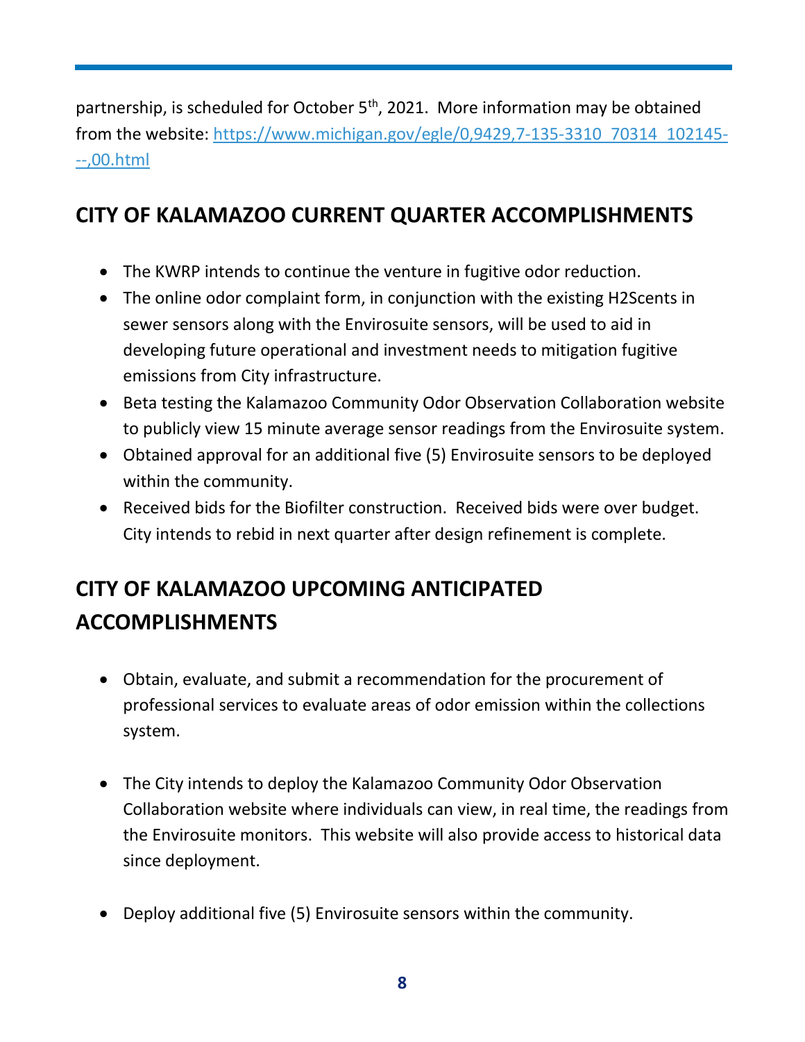partnership, is scheduled for October 5th, 2021. More information may be obtained from the website: [https://www.michigan.gov/egle/0,9429,7-135-3310_70314_102145---,00.html](https://www.michigan.gov/egle/0,9429,7-135-3310_70314_102145---,00.html)

## CITY OF KALAMAZOO CURRENT QUARTER ACCOMPLISHMENTS

- The KWRP intends to continue the venture in fugitive odor reduction.
- The online odor complaint form, in conjunction with the existing H2Scents in sewer sensors along with the Envirosuite sensors, will be used to aid in developing future operational and investment needs to mitigation fugitive emissions from City infrastructure.
- Beta testing the Kalamazoo Community Odor Observation Collaboration website to publicly view 15 minute average sensor readings from the Envirosuite system.
- Obtained approval for an additional five (5) Envirosuite sensors to be deployed within the community.
- Received bids for the Biofilter construction. Received bids were over budget. City intends to rebid in next quarter after design refinement is complete.

## CITY OF KALAMAZOO UPCOMING ANTICIPATED ACCOMPLISHMENTS

- Obtain, evaluate, and submit a recommendation for the procurement of professional services to evaluate areas of odor emission within the collections system.

- The City intends to deploy the Kalamazoo Community Odor Observation Collaboration website where individuals can view, in real time, the readings from the Envirosuite monitors. This website will also provide access to historical data since deployment.

- Deploy additional five (5) Envirosuite sensors within the community.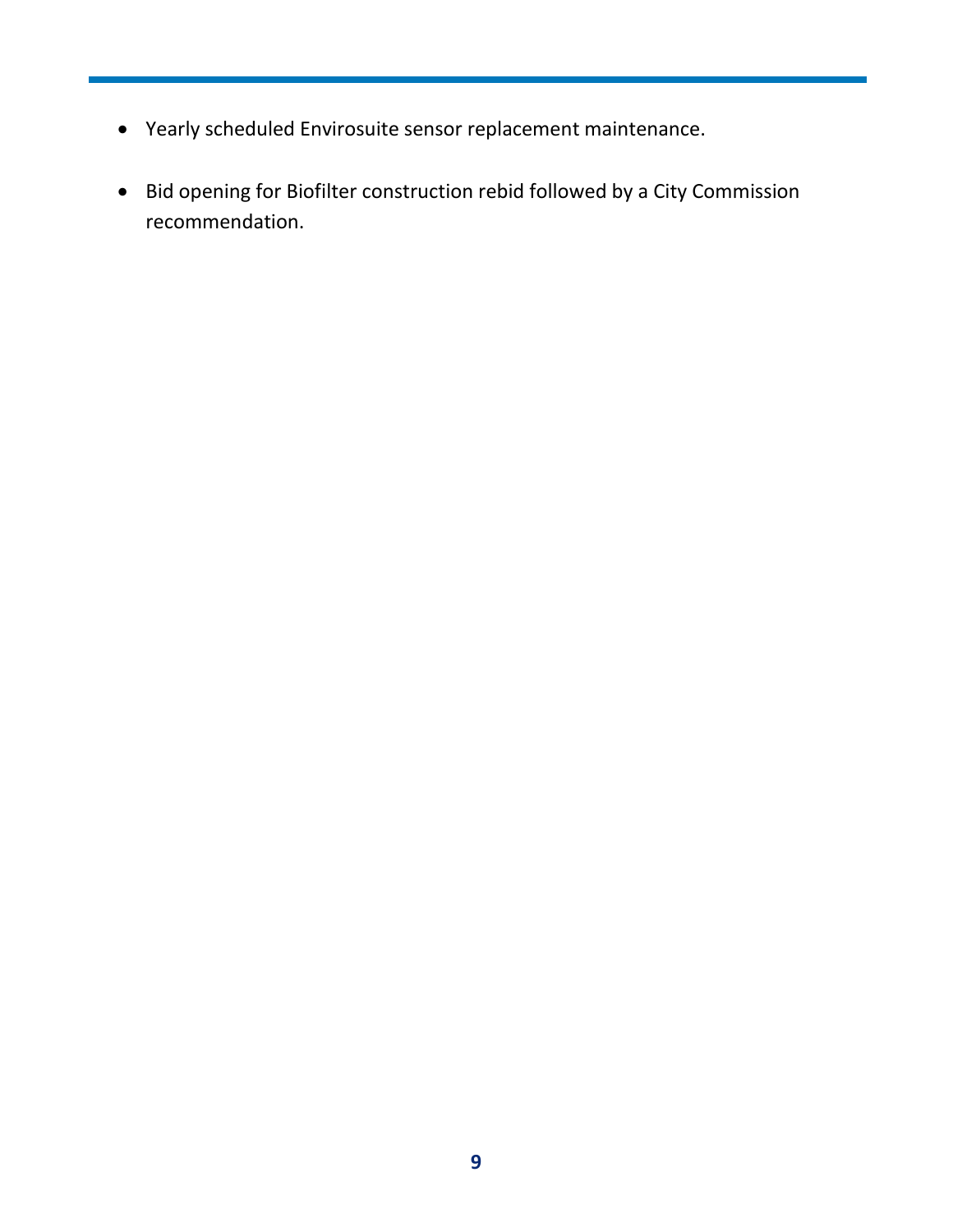- Yearly scheduled Envirosuite sensor replacement maintenance.

- Bid opening for Biofilter construction rebid followed by a City Commission recommendation.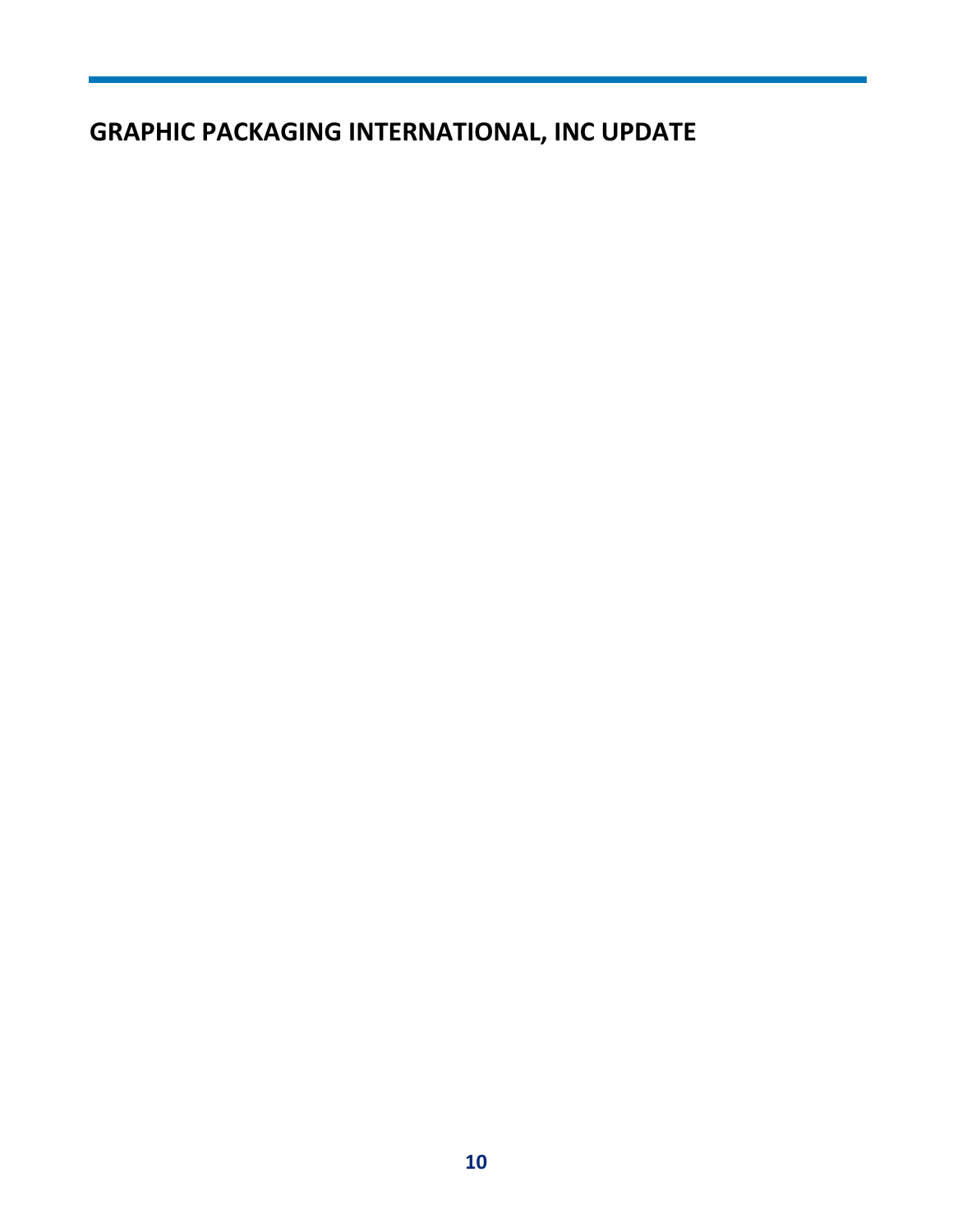# GRAPHIC PACKAGING INTERNATIONAL, INC UPDATE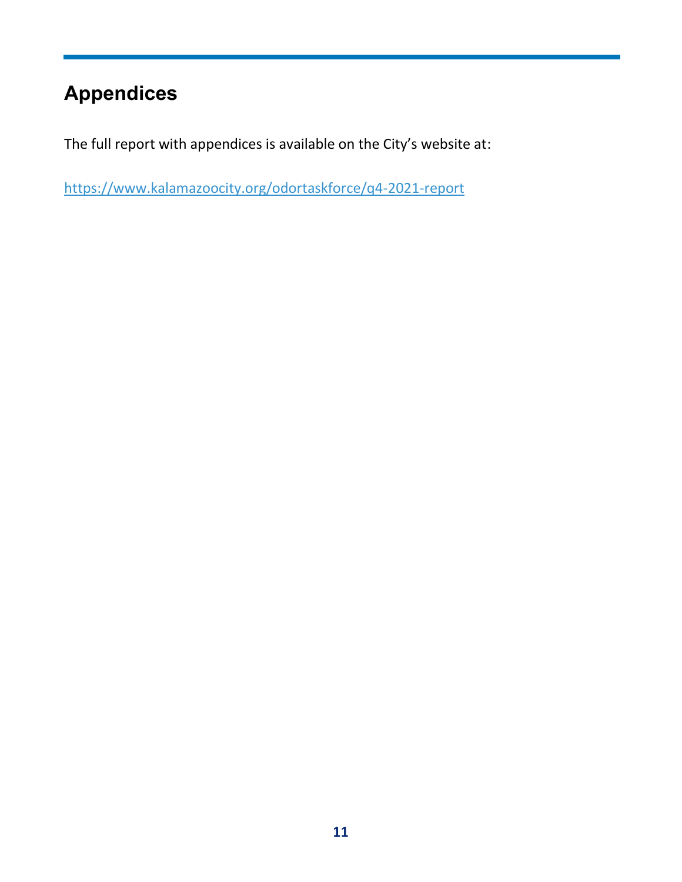# Appendices

The full report with appendices is available on the City's website at:

https://www.kalamazoocity.org/odortaskforce/q4-2021-report